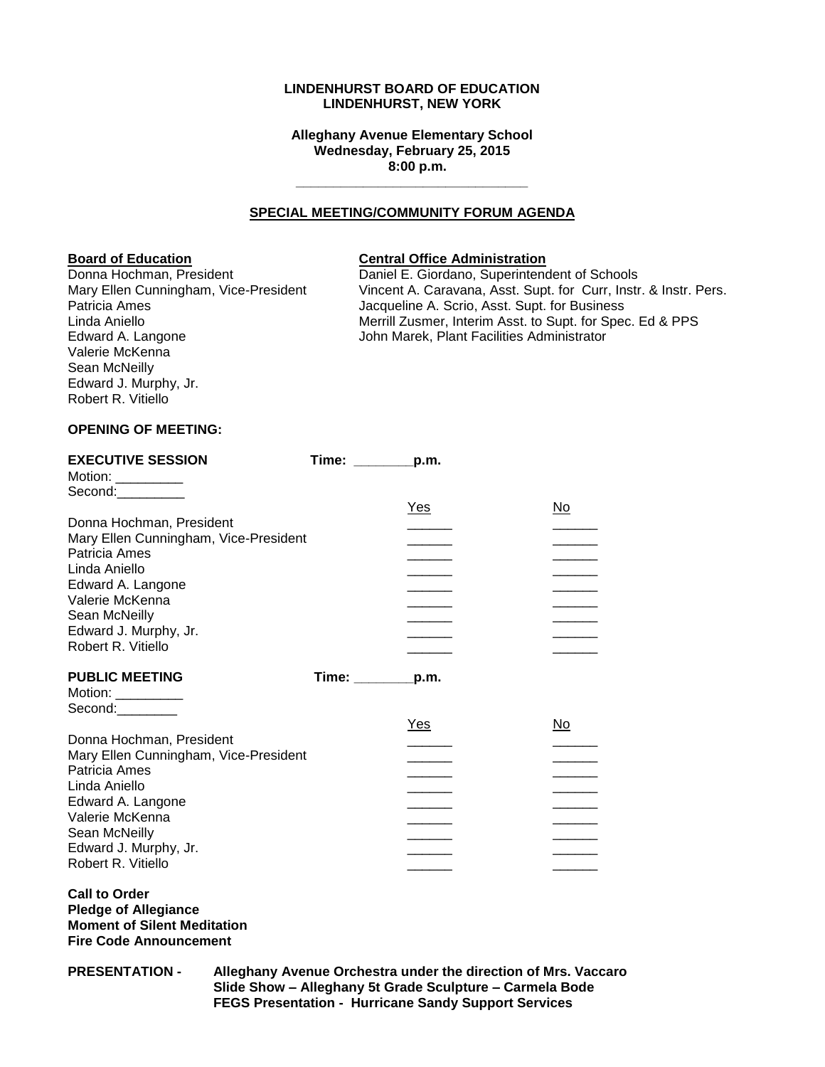**LINDENHURST BOARD OF EDUCATION**
**LINDENHURST, NEW YORK**

**Alleghany Avenue Elementary School**
**Wednesday, February 25, 2015**
**8:00 p.m.**

**SPECIAL MEETING/COMMUNITY FORUM AGENDA**

**Board of Education**
Donna Hochman, President
Mary Ellen Cunningham, Vice-President
Patricia Ames
Linda Aniello
Edward A. Langone
Valerie McKenna
Sean McNeilly
Edward J. Murphy, Jr.
Robert R. Vitiello

**Central Office Administration**
Daniel E. Giordano, Superintendent of Schools
Vincent A. Caravana, Asst. Supt. for Curr, Instr. & Instr. Pers.
Jacqueline A. Scrio, Asst. Supt. for Business
Merrill Zusmer, Interim Asst. to Supt. for Spec. Ed & PPS
John Marek, Plant Facilities Administrator

**OPENING OF MEETING:**

**EXECUTIVE SESSION** **Time: ________p.m.**
Motion: _________
Second:_________

| | Yes | No |
|---|---|---|
| Donna Hochman, President | ______ | ______ |
| Mary Ellen Cunningham, Vice-President | ______ | ______ |
| Patricia Ames | ______ | ______ |
| Linda Aniello | ______ | ______ |
| Edward A. Langone | ______ | ______ |
| Valerie McKenna | ______ | ______ |
| Sean McNeilly | ______ | ______ |
| Edward J. Murphy, Jr. | ______ | ______ |
| Robert R. Vitiello | ______ | ______ |

**PUBLIC MEETING** **Time: ________p.m.**
Motion: _________
Second:________

| | Yes | No |
|---|---|---|
| Donna Hochman, President | ______ | ______ |
| Mary Ellen Cunningham, Vice-President | ______ | ______ |
| Patricia Ames | ______ | ______ |
| Linda Aniello | ______ | ______ |
| Edward A. Langone | ______ | ______ |
| Valerie McKenna | ______ | ______ |
| Sean McNeilly | ______ | ______ |
| Edward J. Murphy, Jr. | ______ | ______ |
| Robert R. Vitiello | ______ | ______ |

**Call to Order**
**Pledge of Allegiance**
**Moment of Silent Meditation**
**Fire Code Announcement**

**PRESENTATION -** **Alleghany Avenue Orchestra under the direction of Mrs. Vaccaro**
**Slide Show – Alleghany 5t Grade Sculpture – Carmela Bode**
**FEGS Presentation - Hurricane Sandy Support Services**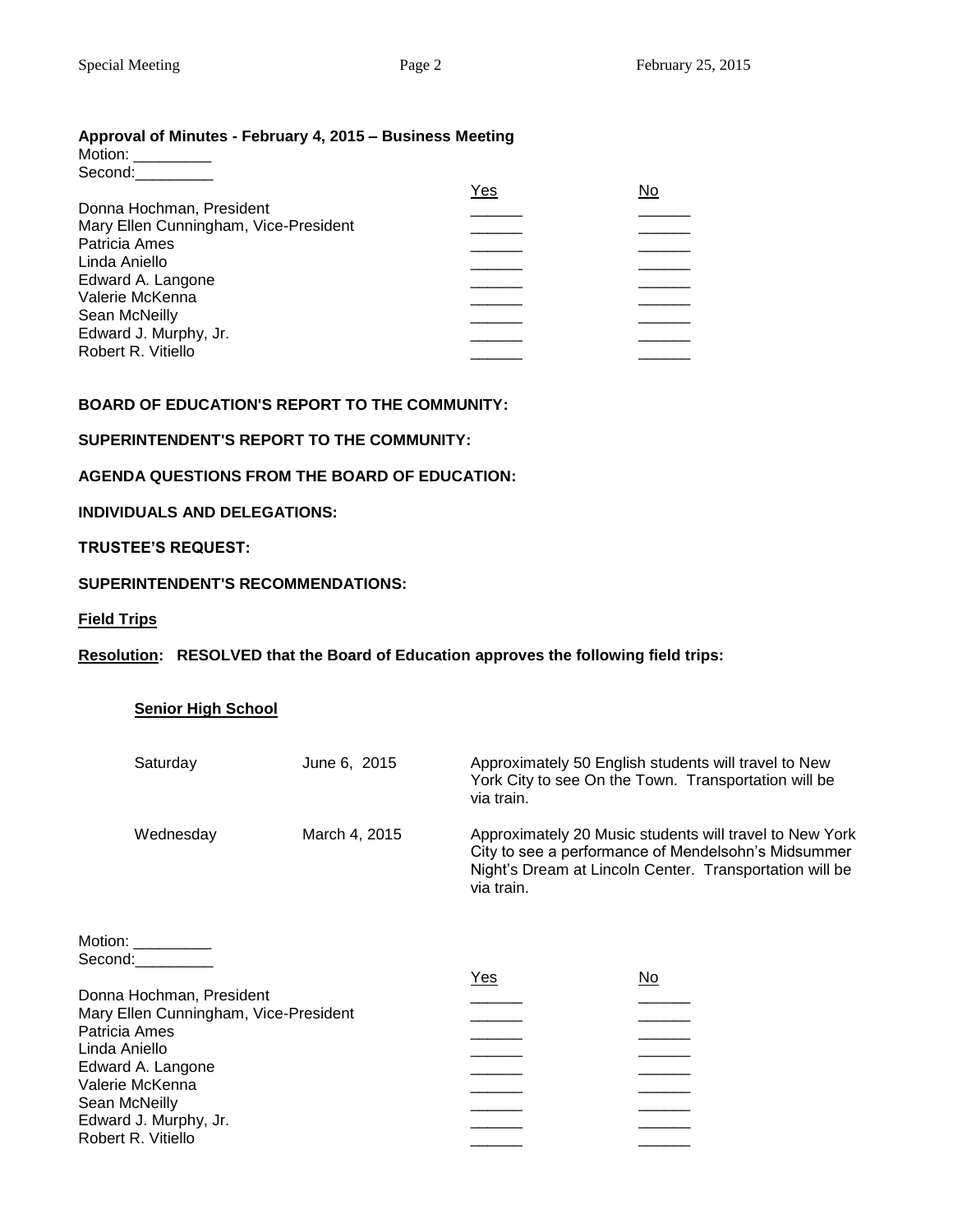**Approval of Minutes - February 4, 2015 – Business Meeting**

Motion: _________
Second:_________

| | Yes | No |
|---|---|---|
| Donna Hochman, President | ______ | ______ |
| Mary Ellen Cunningham, Vice-President | ______ | ______ |
| Patricia Ames | ______ | ______ |
| Linda Aniello | ______ | ______ |
| Edward A. Langone | ______ | ______ |
| Valerie McKenna | ______ | ______ |
| Sean McNeilly | ______ | ______ |
| Edward J. Murphy, Jr. | ______ | ______ |
| Robert R. Vitiello | ______ | ______ |

**BOARD OF EDUCATION'S REPORT TO THE COMMUNITY:**

**SUPERINTENDENT'S REPORT TO THE COMMUNITY:**

**AGENDA QUESTIONS FROM THE BOARD OF EDUCATION:**

**INDIVIDUALS AND DELEGATIONS:**

**TRUSTEE'S REQUEST:**

**SUPERINTENDENT'S RECOMMENDATIONS:**

**Field Trips**

**Resolution: RESOLVED that the Board of Education approves the following field trips:**

**Senior High School**

| | | |
|---|---|---|
| Saturday | June 6, 2015 | Approximately 50 English students will travel to New York City to see On the Town. Transportation will be via train. |
| Wednesday | March 4, 2015 | Approximately 20 Music students will travel to New York City to see a performance of Mendelsohn's Midsummer Night's Dream at Lincoln Center. Transportation will be via train. |

Motion: _________
Second:_________

| | Yes | No |
|---|---|---|
| Donna Hochman, President | ______ | ______ |
| Mary Ellen Cunningham, Vice-President | ______ | ______ |
| Patricia Ames | ______ | ______ |
| Linda Aniello | ______ | ______ |
| Edward A. Langone | ______ | ______ |
| Valerie McKenna | ______ | ______ |
| Sean McNeilly | ______ | ______ |
| Edward J. Murphy, Jr. | ______ | ______ |
| Robert R. Vitiello | ______ | ______ |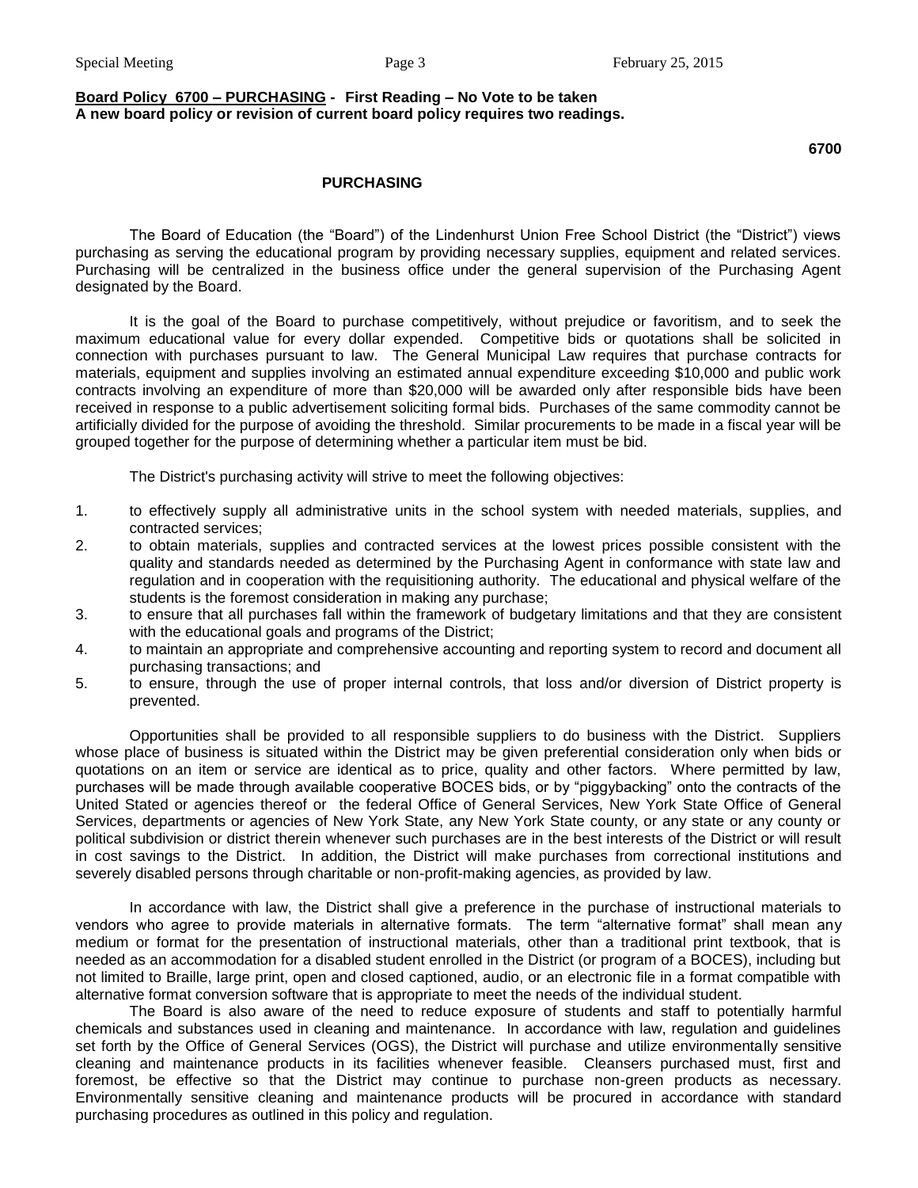**Board Policy 6700 – PURCHASING - First Reading – No Vote to be taken**
**A new board policy or revision of current board policy requires two readings.**

**6700**

## PURCHASING

The Board of Education (the "Board") of the Lindenhurst Union Free School District (the "District") views purchasing as serving the educational program by providing necessary supplies, equipment and related services. Purchasing will be centralized in the business office under the general supervision of the Purchasing Agent designated by the Board.

It is the goal of the Board to purchase competitively, without prejudice or favoritism, and to seek the maximum educational value for every dollar expended. Competitive bids or quotations shall be solicited in connection with purchases pursuant to law. The General Municipal Law requires that purchase contracts for materials, equipment and supplies involving an estimated annual expenditure exceeding $10,000 and public work contracts involving an expenditure of more than $20,000 will be awarded only after responsible bids have been received in response to a public advertisement soliciting formal bids. Purchases of the same commodity cannot be artificially divided for the purpose of avoiding the threshold. Similar procurements to be made in a fiscal year will be grouped together for the purpose of determining whether a particular item must be bid.

The District's purchasing activity will strive to meet the following objectives:

1. to effectively supply all administrative units in the school system with needed materials, supplies, and contracted services;
2. to obtain materials, supplies and contracted services at the lowest prices possible consistent with the quality and standards needed as determined by the Purchasing Agent in conformance with state law and regulation and in cooperation with the requisitioning authority. The educational and physical welfare of the students is the foremost consideration in making any purchase;
3. to ensure that all purchases fall within the framework of budgetary limitations and that they are consistent with the educational goals and programs of the District;
4. to maintain an appropriate and comprehensive accounting and reporting system to record and document all purchasing transactions; and
5. to ensure, through the use of proper internal controls, that loss and/or diversion of District property is prevented.

Opportunities shall be provided to all responsible suppliers to do business with the District. Suppliers whose place of business is situated within the District may be given preferential consideration only when bids or quotations on an item or service are identical as to price, quality and other factors. Where permitted by law, purchases will be made through available cooperative BOCES bids, or by "piggybacking" onto the contracts of the United Stated or agencies thereof or the federal Office of General Services, New York State Office of General Services, departments or agencies of New York State, any New York State county, or any state or any county or political subdivision or district therein whenever such purchases are in the best interests of the District or will result in cost savings to the District. In addition, the District will make purchases from correctional institutions and severely disabled persons through charitable or non-profit-making agencies, as provided by law.

In accordance with law, the District shall give a preference in the purchase of instructional materials to vendors who agree to provide materials in alternative formats. The term "alternative format" shall mean any medium or format for the presentation of instructional materials, other than a traditional print textbook, that is needed as an accommodation for a disabled student enrolled in the District (or program of a BOCES), including but not limited to Braille, large print, open and closed captioned, audio, or an electronic file in a format compatible with alternative format conversion software that is appropriate to meet the needs of the individual student.

The Board is also aware of the need to reduce exposure of students and staff to potentially harmful chemicals and substances used in cleaning and maintenance. In accordance with law, regulation and guidelines set forth by the Office of General Services (OGS), the District will purchase and utilize environmentally sensitive cleaning and maintenance products in its facilities whenever feasible. Cleansers purchased must, first and foremost, be effective so that the District may continue to purchase non-green products as necessary. Environmentally sensitive cleaning and maintenance products will be procured in accordance with standard purchasing procedures as outlined in this policy and regulation.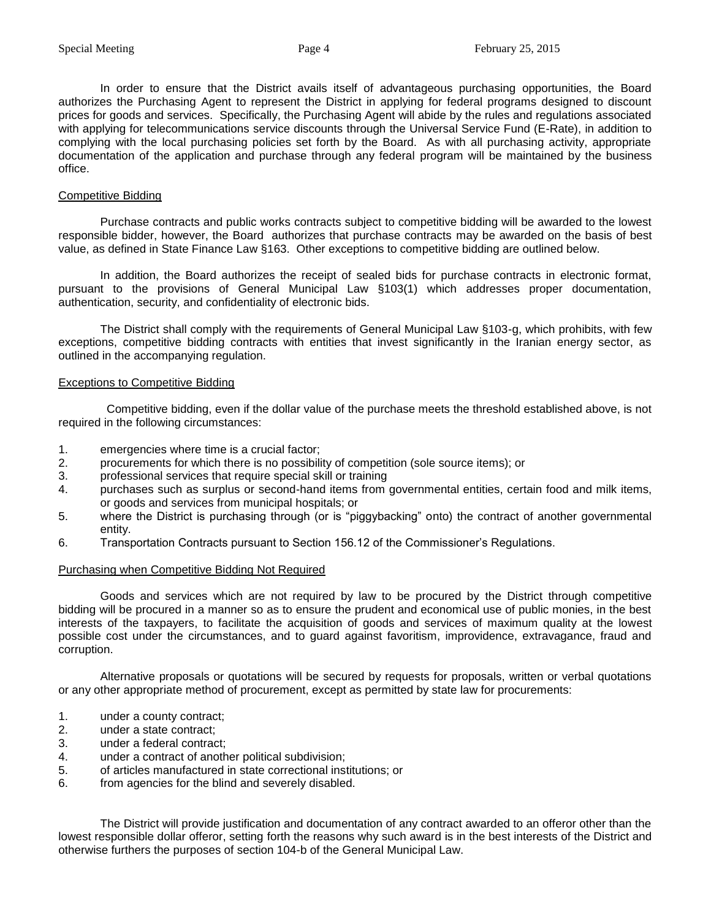In order to ensure that the District avails itself of advantageous purchasing opportunities, the Board authorizes the Purchasing Agent to represent the District in applying for federal programs designed to discount prices for goods and services. Specifically, the Purchasing Agent will abide by the rules and regulations associated with applying for telecommunications service discounts through the Universal Service Fund (E-Rate), in addition to complying with the local purchasing policies set forth by the Board. As with all purchasing activity, appropriate documentation of the application and purchase through any federal program will be maintained by the business office.

## Competitive Bidding

Purchase contracts and public works contracts subject to competitive bidding will be awarded to the lowest responsible bidder, however, the Board authorizes that purchase contracts may be awarded on the basis of best value, as defined in State Finance Law §163. Other exceptions to competitive bidding are outlined below.

In addition, the Board authorizes the receipt of sealed bids for purchase contracts in electronic format, pursuant to the provisions of General Municipal Law §103(1) which addresses proper documentation, authentication, security, and confidentiality of electronic bids.

The District shall comply with the requirements of General Municipal Law §103-g, which prohibits, with few exceptions, competitive bidding contracts with entities that invest significantly in the Iranian energy sector, as outlined in the accompanying regulation.

## Exceptions to Competitive Bidding

Competitive bidding, even if the dollar value of the purchase meets the threshold established above, is not required in the following circumstances:

1. emergencies where time is a crucial factor;
2. procurements for which there is no possibility of competition (sole source items); or
3. professional services that require special skill or training
4. purchases such as surplus or second-hand items from governmental entities, certain food and milk items, or goods and services from municipal hospitals; or
5. where the District is purchasing through (or is "piggybacking" onto) the contract of another governmental entity.
6. Transportation Contracts pursuant to Section 156.12 of the Commissioner's Regulations.

## Purchasing when Competitive Bidding Not Required

Goods and services which are not required by law to be procured by the District through competitive bidding will be procured in a manner so as to ensure the prudent and economical use of public monies, in the best interests of the taxpayers, to facilitate the acquisition of goods and services of maximum quality at the lowest possible cost under the circumstances, and to guard against favoritism, improvidence, extravagance, fraud and corruption.

Alternative proposals or quotations will be secured by requests for proposals, written or verbal quotations or any other appropriate method of procurement, except as permitted by state law for procurements:

1. under a county contract;
2. under a state contract;
3. under a federal contract;
4. under a contract of another political subdivision;
5. of articles manufactured in state correctional institutions; or
6. from agencies for the blind and severely disabled.

The District will provide justification and documentation of any contract awarded to an offeror other than the lowest responsible dollar offeror, setting forth the reasons why such award is in the best interests of the District and otherwise furthers the purposes of section 104-b of the General Municipal Law.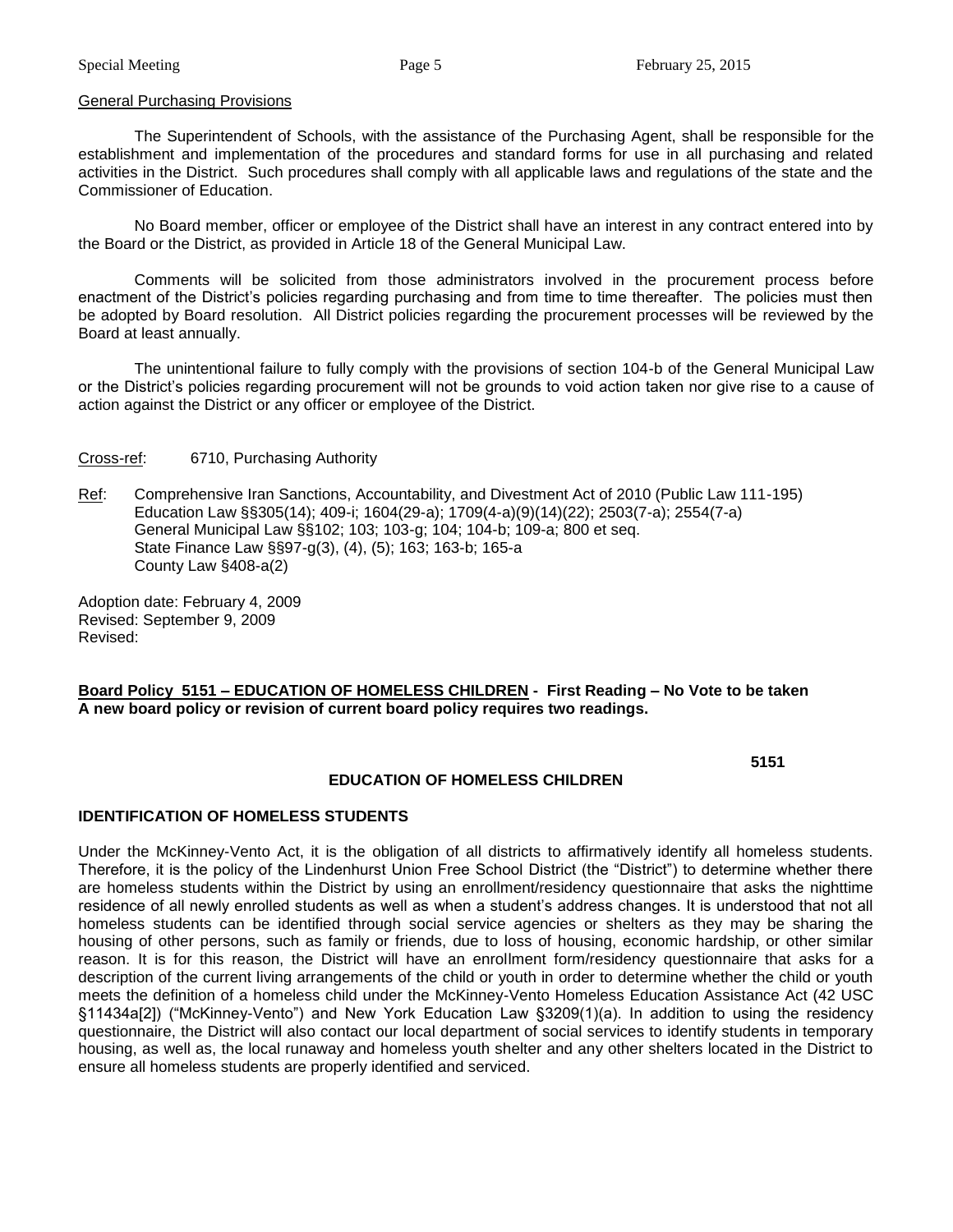General Purchasing Provisions

The Superintendent of Schools, with the assistance of the Purchasing Agent, shall be responsible for the establishment and implementation of the procedures and standard forms for use in all purchasing and related activities in the District. Such procedures shall comply with all applicable laws and regulations of the state and the Commissioner of Education.

No Board member, officer or employee of the District shall have an interest in any contract entered into by the Board or the District, as provided in Article 18 of the General Municipal Law.

Comments will be solicited from those administrators involved in the procurement process before enactment of the District's policies regarding purchasing and from time to time thereafter. The policies must then be adopted by Board resolution. All District policies regarding the procurement processes will be reviewed by the Board at least annually.

The unintentional failure to fully comply with the provisions of section 104-b of the General Municipal Law or the District's policies regarding procurement will not be grounds to void action taken nor give rise to a cause of action against the District or any officer or employee of the District.

Cross-ref: 6710, Purchasing Authority

Ref: Comprehensive Iran Sanctions, Accountability, and Divestment Act of 2010 (Public Law 111-195)
Education Law §§305(14); 409-i; 1604(29-a); 1709(4-a)(9)(14)(22); 2503(7-a); 2554(7-a)
General Municipal Law §§102; 103; 103-g; 104; 104-b; 109-a; 800 et seq.
State Finance Law §§97-g(3), (4), (5); 163; 163-b; 165-a
County Law §408-a(2)

Adoption date: February 4, 2009
Revised: September 9, 2009
Revised:

**Board Policy 5151 – EDUCATION OF HOMELESS CHILDREN - First Reading – No Vote to be taken**
**A new board policy or revision of current board policy requires two readings.**

**5151**

## EDUCATION OF HOMELESS CHILDREN

### IDENTIFICATION OF HOMELESS STUDENTS

Under the McKinney-Vento Act, it is the obligation of all districts to affirmatively identify all homeless students. Therefore, it is the policy of the Lindenhurst Union Free School District (the "District") to determine whether there are homeless students within the District by using an enrollment/residency questionnaire that asks the nighttime residence of all newly enrolled students as well as when a student's address changes. It is understood that not all homeless students can be identified through social service agencies or shelters as they may be sharing the housing of other persons, such as family or friends, due to loss of housing, economic hardship, or other similar reason. It is for this reason, the District will have an enrollment form/residency questionnaire that asks for a description of the current living arrangements of the child or youth in order to determine whether the child or youth meets the definition of a homeless child under the McKinney-Vento Homeless Education Assistance Act (42 USC §11434a[2]) ("McKinney-Vento") and New York Education Law §3209(1)(a). In addition to using the residency questionnaire, the District will also contact our local department of social services to identify students in temporary housing, as well as, the local runaway and homeless youth shelter and any other shelters located in the District to ensure all homeless students are properly identified and serviced.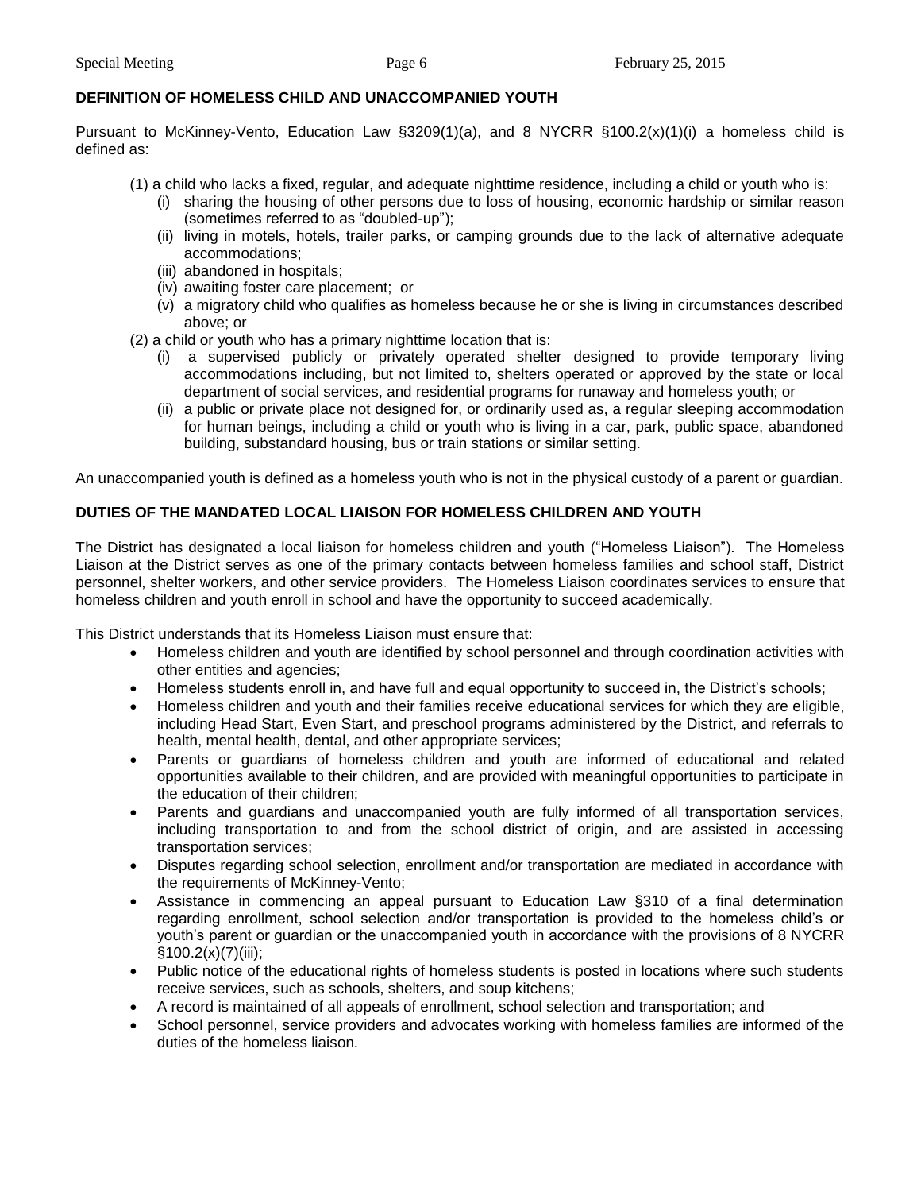**DEFINITION OF HOMELESS CHILD AND UNACCOMPANIED YOUTH**

Pursuant to McKinney-Vento, Education Law §3209(1)(a), and 8 NYCRR §100.2(x)(1)(i) a homeless child is defined as:

(1) a child who lacks a fixed, regular, and adequate nighttime residence, including a child or youth who is:
- (i) sharing the housing of other persons due to loss of housing, economic hardship or similar reason (sometimes referred to as "doubled-up");
- (ii) living in motels, hotels, trailer parks, or camping grounds due to the lack of alternative adequate accommodations;
- (iii) abandoned in hospitals;
- (iv) awaiting foster care placement; or
- (v) a migratory child who qualifies as homeless because he or she is living in circumstances described above; or

(2) a child or youth who has a primary nighttime location that is:
- (i) a supervised publicly or privately operated shelter designed to provide temporary living accommodations including, but not limited to, shelters operated or approved by the state or local department of social services, and residential programs for runaway and homeless youth; or
- (ii) a public or private place not designed for, or ordinarily used as, a regular sleeping accommodation for human beings, including a child or youth who is living in a car, park, public space, abandoned building, substandard housing, bus or train stations or similar setting.

An unaccompanied youth is defined as a homeless youth who is not in the physical custody of a parent or guardian.

**DUTIES OF THE MANDATED LOCAL LIAISON FOR HOMELESS CHILDREN AND YOUTH**

The District has designated a local liaison for homeless children and youth ("Homeless Liaison"). The Homeless Liaison at the District serves as one of the primary contacts between homeless families and school staff, District personnel, shelter workers, and other service providers. The Homeless Liaison coordinates services to ensure that homeless children and youth enroll in school and have the opportunity to succeed academically.

This District understands that its Homeless Liaison must ensure that:

- Homeless children and youth are identified by school personnel and through coordination activities with other entities and agencies;
- Homeless students enroll in, and have full and equal opportunity to succeed in, the District's schools;
- Homeless children and youth and their families receive educational services for which they are eligible, including Head Start, Even Start, and preschool programs administered by the District, and referrals to health, mental health, dental, and other appropriate services;
- Parents or guardians of homeless children and youth are informed of educational and related opportunities available to their children, and are provided with meaningful opportunities to participate in the education of their children;
- Parents and guardians and unaccompanied youth are fully informed of all transportation services, including transportation to and from the school district of origin, and are assisted in accessing transportation services;
- Disputes regarding school selection, enrollment and/or transportation are mediated in accordance with the requirements of McKinney-Vento;
- Assistance in commencing an appeal pursuant to Education Law §310 of a final determination regarding enrollment, school selection and/or transportation is provided to the homeless child's or youth's parent or guardian or the unaccompanied youth in accordance with the provisions of 8 NYCRR §100.2(x)(7)(iii);
- Public notice of the educational rights of homeless students is posted in locations where such students receive services, such as schools, shelters, and soup kitchens;
- A record is maintained of all appeals of enrollment, school selection and transportation; and
- School personnel, service providers and advocates working with homeless families are informed of the duties of the homeless liaison.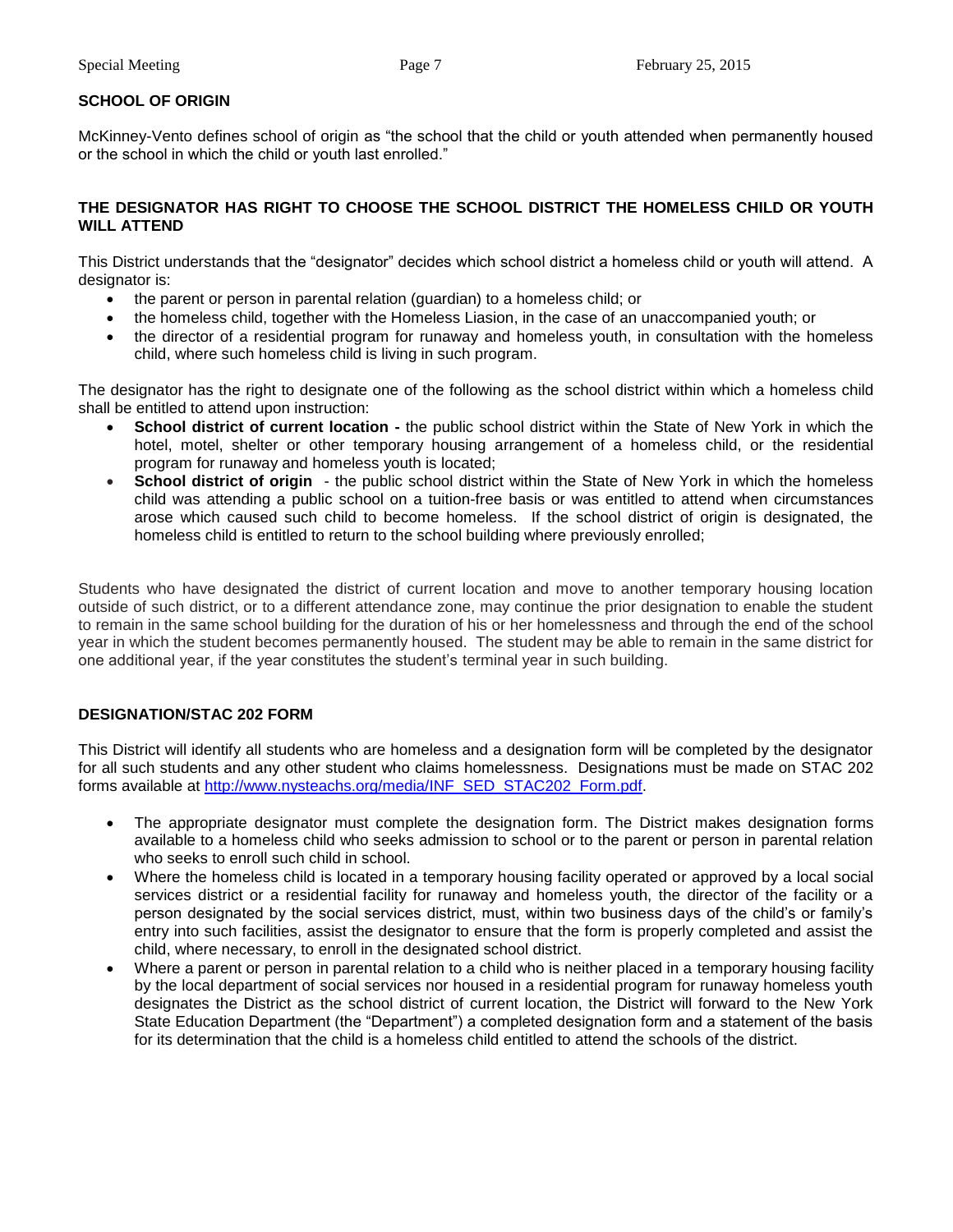## SCHOOL OF ORIGIN

McKinney-Vento defines school of origin as "the school that the child or youth attended when permanently housed or the school in which the child or youth last enrolled."

## THE DESIGNATOR HAS RIGHT TO CHOOSE THE SCHOOL DISTRICT THE HOMELESS CHILD OR YOUTH WILL ATTEND

This District understands that the "designator" decides which school district a homeless child or youth will attend. A designator is:

- the parent or person in parental relation (guardian) to a homeless child; or
- the homeless child, together with the Homeless Liasion, in the case of an unaccompanied youth; or
- the director of a residential program for runaway and homeless youth, in consultation with the homeless child, where such homeless child is living in such program.

The designator has the right to designate one of the following as the school district within which a homeless child shall be entitled to attend upon instruction:

- **School district of current location -** the public school district within the State of New York in which the hotel, motel, shelter or other temporary housing arrangement of a homeless child, or the residential program for runaway and homeless youth is located;
- **School district of origin** - the public school district within the State of New York in which the homeless child was attending a public school on a tuition-free basis or was entitled to attend when circumstances arose which caused such child to become homeless. If the school district of origin is designated, the homeless child is entitled to return to the school building where previously enrolled;

Students who have designated the district of current location and move to another temporary housing location outside of such district, or to a different attendance zone, may continue the prior designation to enable the student to remain in the same school building for the duration of his or her homelessness and through the end of the school year in which the student becomes permanently housed. The student may be able to remain in the same district for one additional year, if the year constitutes the student's terminal year in such building.

## DESIGNATION/STAC 202 FORM

This District will identify all students who are homeless and a designation form will be completed by the designator for all such students and any other student who claims homelessness. Designations must be made on STAC 202 forms available at [http://www.nysteachs.org/media/INF_SED_STAC202_Form.pdf](http://www.nysteachs.org/media/INF_SED_STAC202_Form.pdf).

- The appropriate designator must complete the designation form. The District makes designation forms available to a homeless child who seeks admission to school or to the parent or person in parental relation who seeks to enroll such child in school.
- Where the homeless child is located in a temporary housing facility operated or approved by a local social services district or a residential facility for runaway and homeless youth, the director of the facility or a person designated by the social services district, must, within two business days of the child's or family's entry into such facilities, assist the designator to ensure that the form is properly completed and assist the child, where necessary, to enroll in the designated school district.
- Where a parent or person in parental relation to a child who is neither placed in a temporary housing facility by the local department of social services nor housed in a residential program for runaway homeless youth designates the District as the school district of current location, the District will forward to the New York State Education Department (the "Department") a completed designation form and a statement of the basis for its determination that the child is a homeless child entitled to attend the schools of the district.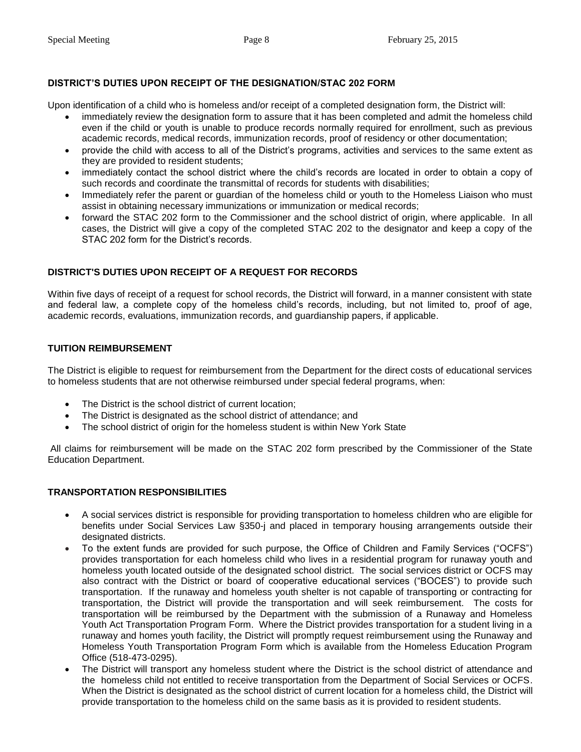**DISTRICT'S DUTIES UPON RECEIPT OF THE DESIGNATION/STAC 202 FORM**

Upon identification of a child who is homeless and/or receipt of a completed designation form, the District will:

- immediately review the designation form to assure that it has been completed and admit the homeless child even if the child or youth is unable to produce records normally required for enrollment, such as previous academic records, medical records, immunization records, proof of residency or other documentation;
- provide the child with access to all of the District's programs, activities and services to the same extent as they are provided to resident students;
- immediately contact the school district where the child's records are located in order to obtain a copy of such records and coordinate the transmittal of records for students with disabilities;
- Immediately refer the parent or guardian of the homeless child or youth to the Homeless Liaison who must assist in obtaining necessary immunizations or immunization or medical records;
- forward the STAC 202 form to the Commissioner and the school district of origin, where applicable. In all cases, the District will give a copy of the completed STAC 202 to the designator and keep a copy of the STAC 202 form for the District's records.

**DISTRICT'S DUTIES UPON RECEIPT OF A REQUEST FOR RECORDS**

Within five days of receipt of a request for school records, the District will forward, in a manner consistent with state and federal law, a complete copy of the homeless child's records, including, but not limited to, proof of age, academic records, evaluations, immunization records, and guardianship papers, if applicable.

**TUITION REIMBURSEMENT**

The District is eligible to request for reimbursement from the Department for the direct costs of educational services to homeless students that are not otherwise reimbursed under special federal programs, when:

- The District is the school district of current location;
- The District is designated as the school district of attendance; and
- The school district of origin for the homeless student is within New York State

All claims for reimbursement will be made on the STAC 202 form prescribed by the Commissioner of the State Education Department.

**TRANSPORTATION RESPONSIBILITIES**

- A social services district is responsible for providing transportation to homeless children who are eligible for benefits under Social Services Law §350-j and placed in temporary housing arrangements outside their designated districts.
- To the extent funds are provided for such purpose, the Office of Children and Family Services ("OCFS") provides transportation for each homeless child who lives in a residential program for runaway youth and homeless youth located outside of the designated school district. The social services district or OCFS may also contract with the District or board of cooperative educational services ("BOCES") to provide such transportation. If the runaway and homeless youth shelter is not capable of transporting or contracting for transportation, the District will provide the transportation and will seek reimbursement. The costs for transportation will be reimbursed by the Department with the submission of a Runaway and Homeless Youth Act Transportation Program Form. Where the District provides transportation for a student living in a runaway and homes youth facility, the District will promptly request reimbursement using the Runaway and Homeless Youth Transportation Program Form which is available from the Homeless Education Program Office (518-473-0295).
- The District will transport any homeless student where the District is the school district of attendance and the homeless child not entitled to receive transportation from the Department of Social Services or OCFS. When the District is designated as the school district of current location for a homeless child, the District will provide transportation to the homeless child on the same basis as it is provided to resident students.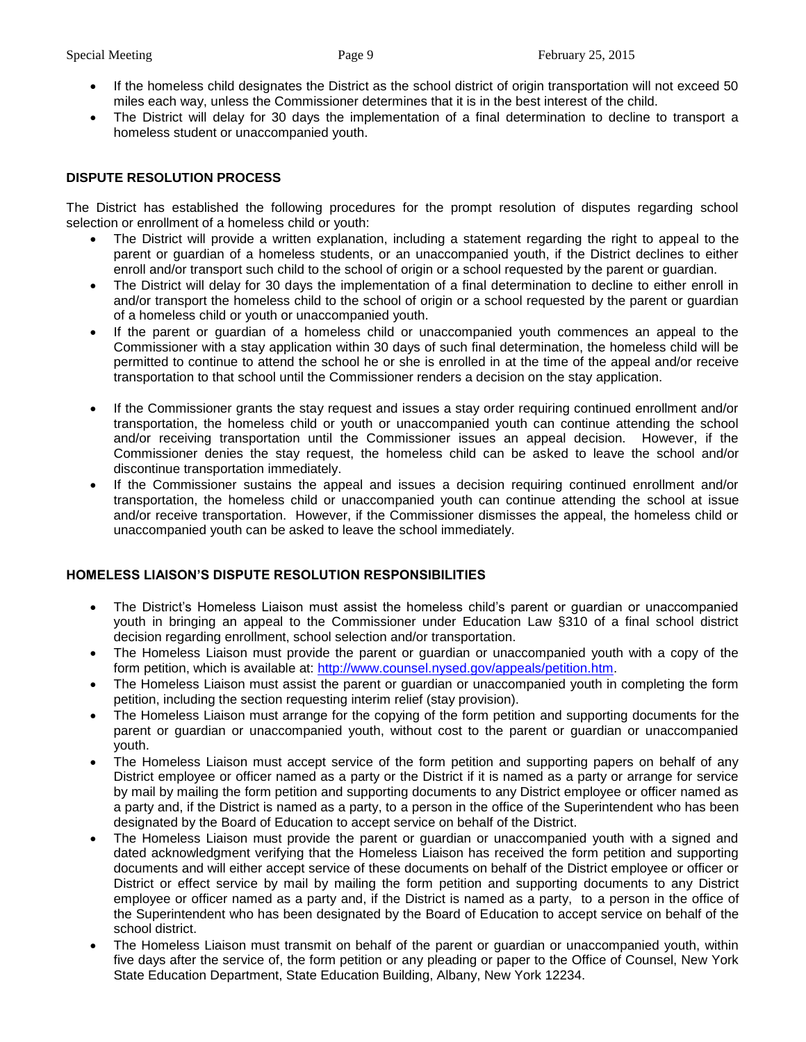- If the homeless child designates the District as the school district of origin transportation will not exceed 50 miles each way, unless the Commissioner determines that it is in the best interest of the child.
- The District will delay for 30 days the implementation of a final determination to decline to transport a homeless student or unaccompanied youth.

**DISPUTE RESOLUTION PROCESS**

The District has established the following procedures for the prompt resolution of disputes regarding school selection or enrollment of a homeless child or youth:

- The District will provide a written explanation, including a statement regarding the right to appeal to the parent or guardian of a homeless students, or an unaccompanied youth, if the District declines to either enroll and/or transport such child to the school of origin or a school requested by the parent or guardian.
- The District will delay for 30 days the implementation of a final determination to decline to either enroll in and/or transport the homeless child to the school of origin or a school requested by the parent or guardian of a homeless child or youth or unaccompanied youth.
- If the parent or guardian of a homeless child or unaccompanied youth commences an appeal to the Commissioner with a stay application within 30 days of such final determination, the homeless child will be permitted to continue to attend the school he or she is enrolled in at the time of the appeal and/or receive transportation to that school until the Commissioner renders a decision on the stay application.
- If the Commissioner grants the stay request and issues a stay order requiring continued enrollment and/or transportation, the homeless child or youth or unaccompanied youth can continue attending the school and/or receiving transportation until the Commissioner issues an appeal decision. However, if the Commissioner denies the stay request, the homeless child can be asked to leave the school and/or discontinue transportation immediately.
- If the Commissioner sustains the appeal and issues a decision requiring continued enrollment and/or transportation, the homeless child or unaccompanied youth can continue attending the school at issue and/or receive transportation. However, if the Commissioner dismisses the appeal, the homeless child or unaccompanied youth can be asked to leave the school immediately.

**HOMELESS LIAISON'S DISPUTE RESOLUTION RESPONSIBILITIES**

- The District's Homeless Liaison must assist the homeless child's parent or guardian or unaccompanied youth in bringing an appeal to the Commissioner under Education Law §310 of a final school district decision regarding enrollment, school selection and/or transportation.
- The Homeless Liaison must provide the parent or guardian or unaccompanied youth with a copy of the form petition, which is available at: [http://www.counsel.nysed.gov/appeals/petition.htm](http://www.counsel.nysed.gov/appeals/petition.htm).
- The Homeless Liaison must assist the parent or guardian or unaccompanied youth in completing the form petition, including the section requesting interim relief (stay provision).
- The Homeless Liaison must arrange for the copying of the form petition and supporting documents for the parent or guardian or unaccompanied youth, without cost to the parent or guardian or unaccompanied youth.
- The Homeless Liaison must accept service of the form petition and supporting papers on behalf of any District employee or officer named as a party or the District if it is named as a party or arrange for service by mail by mailing the form petition and supporting documents to any District employee or officer named as a party and, if the District is named as a party, to a person in the office of the Superintendent who has been designated by the Board of Education to accept service on behalf of the District.
- The Homeless Liaison must provide the parent or guardian or unaccompanied youth with a signed and dated acknowledgment verifying that the Homeless Liaison has received the form petition and supporting documents and will either accept service of these documents on behalf of the District employee or officer or District or effect service by mail by mailing the form petition and supporting documents to any District employee or officer named as a party and, if the District is named as a party, to a person in the office of the Superintendent who has been designated by the Board of Education to accept service on behalf of the school district.
- The Homeless Liaison must transmit on behalf of the parent or guardian or unaccompanied youth, within five days after the service of, the form petition or any pleading or paper to the Office of Counsel, New York State Education Department, State Education Building, Albany, New York 12234.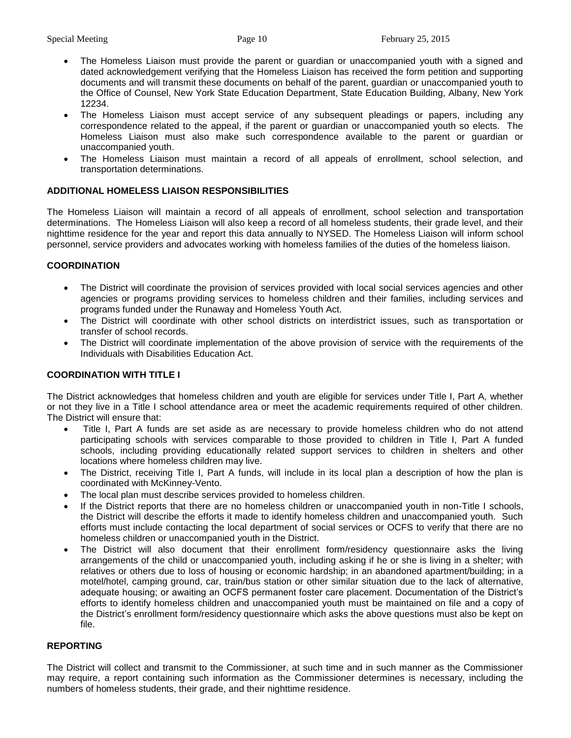- The Homeless Liaison must provide the parent or guardian or unaccompanied youth with a signed and dated acknowledgement verifying that the Homeless Liaison has received the form petition and supporting documents and will transmit these documents on behalf of the parent, guardian or unaccompanied youth to the Office of Counsel, New York State Education Department, State Education Building, Albany, New York 12234.
- The Homeless Liaison must accept service of any subsequent pleadings or papers, including any correspondence related to the appeal, if the parent or guardian or unaccompanied youth so elects. The Homeless Liaison must also make such correspondence available to the parent or guardian or unaccompanied youth.
- The Homeless Liaison must maintain a record of all appeals of enrollment, school selection, and transportation determinations.

**ADDITIONAL HOMELESS LIAISON RESPONSIBILITIES**

The Homeless Liaison will maintain a record of all appeals of enrollment, school selection and transportation determinations. The Homeless Liaison will also keep a record of all homeless students, their grade level, and their nighttime residence for the year and report this data annually to NYSED. The Homeless Liaison will inform school personnel, service providers and advocates working with homeless families of the duties of the homeless liaison.

**COORDINATION**

- The District will coordinate the provision of services provided with local social services agencies and other agencies or programs providing services to homeless children and their families, including services and programs funded under the Runaway and Homeless Youth Act.
- The District will coordinate with other school districts on interdistrict issues, such as transportation or transfer of school records.
- The District will coordinate implementation of the above provision of service with the requirements of the Individuals with Disabilities Education Act.

**COORDINATION WITH TITLE I**

The District acknowledges that homeless children and youth are eligible for services under Title I, Part A, whether or not they live in a Title I school attendance area or meet the academic requirements required of other children. The District will ensure that:

- Title I, Part A funds are set aside as are necessary to provide homeless children who do not attend participating schools with services comparable to those provided to children in Title I, Part A funded schools, including providing educationally related support services to children in shelters and other locations where homeless children may live.
- The District, receiving Title I, Part A funds, will include in its local plan a description of how the plan is coordinated with McKinney-Vento.
- The local plan must describe services provided to homeless children.
- If the District reports that there are no homeless children or unaccompanied youth in non-Title I schools, the District will describe the efforts it made to identify homeless children and unaccompanied youth. Such efforts must include contacting the local department of social services or OCFS to verify that there are no homeless children or unaccompanied youth in the District.
- The District will also document that their enrollment form/residency questionnaire asks the living arrangements of the child or unaccompanied youth, including asking if he or she is living in a shelter; with relatives or others due to loss of housing or economic hardship; in an abandoned apartment/building; in a motel/hotel, camping ground, car, train/bus station or other similar situation due to the lack of alternative, adequate housing; or awaiting an OCFS permanent foster care placement. Documentation of the District's efforts to identify homeless children and unaccompanied youth must be maintained on file and a copy of the District's enrollment form/residency questionnaire which asks the above questions must also be kept on file.

**REPORTING**

The District will collect and transmit to the Commissioner, at such time and in such manner as the Commissioner may require, a report containing such information as the Commissioner determines is necessary, including the numbers of homeless students, their grade, and their nighttime residence.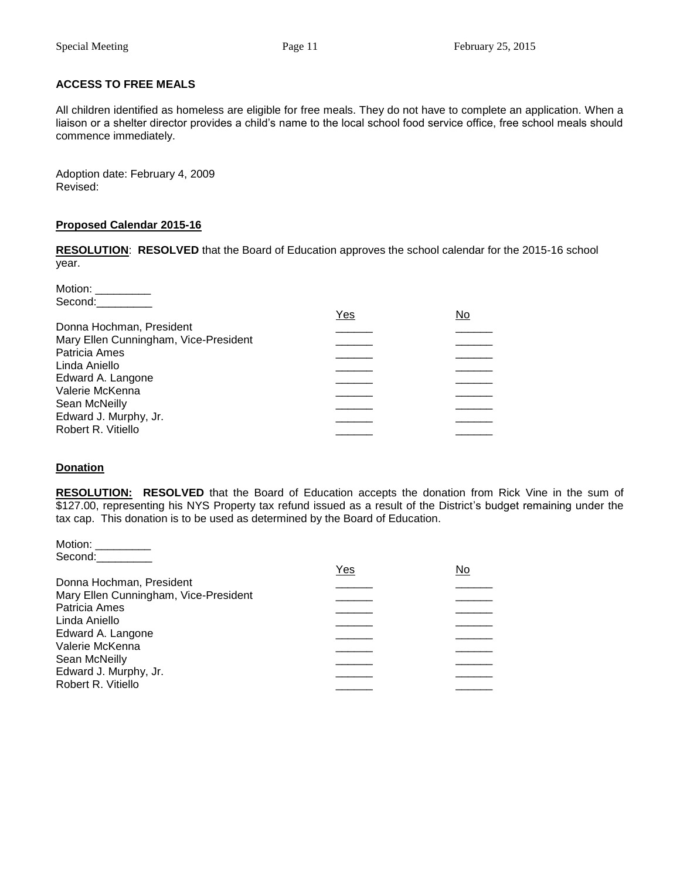**ACCESS TO FREE MEALS**

All children identified as homeless are eligible for free meals. They do not have to complete an application. When a liaison or a shelter director provides a child's name to the local school food service office, free school meals should commence immediately.

Adoption date: February 4, 2009
Revised:

**Proposed Calendar 2015-16**

**RESOLUTION**: **RESOLVED** that the Board of Education approves the school calendar for the 2015-16 school year.

Motion: _________
Second:_________

| | Yes | No |
|---|---|---|
| Donna Hochman, President | ______ | ______ |
| Mary Ellen Cunningham, Vice-President | ______ | ______ |
| Patricia Ames | ______ | ______ |
| Linda Aniello | ______ | ______ |
| Edward A. Langone | ______ | ______ |
| Valerie McKenna | ______ | ______ |
| Sean McNeilly | ______ | ______ |
| Edward J. Murphy, Jr. | ______ | ______ |
| Robert R. Vitiello | ______ | ______ |

**Donation**

**RESOLUTION: RESOLVED** that the Board of Education accepts the donation from Rick Vine in the sum of $127.00, representing his NYS Property tax refund issued as a result of the District's budget remaining under the tax cap. This donation is to be used as determined by the Board of Education.

Motion: _________
Second:_________

| | Yes | No |
|---|---|---|
| Donna Hochman, President | ______ | ______ |
| Mary Ellen Cunningham, Vice-President | ______ | ______ |
| Patricia Ames | ______ | ______ |
| Linda Aniello | ______ | ______ |
| Edward A. Langone | ______ | ______ |
| Valerie McKenna | ______ | ______ |
| Sean McNeilly | ______ | ______ |
| Edward J. Murphy, Jr. | ______ | ______ |
| Robert R. Vitiello | ______ | ______ |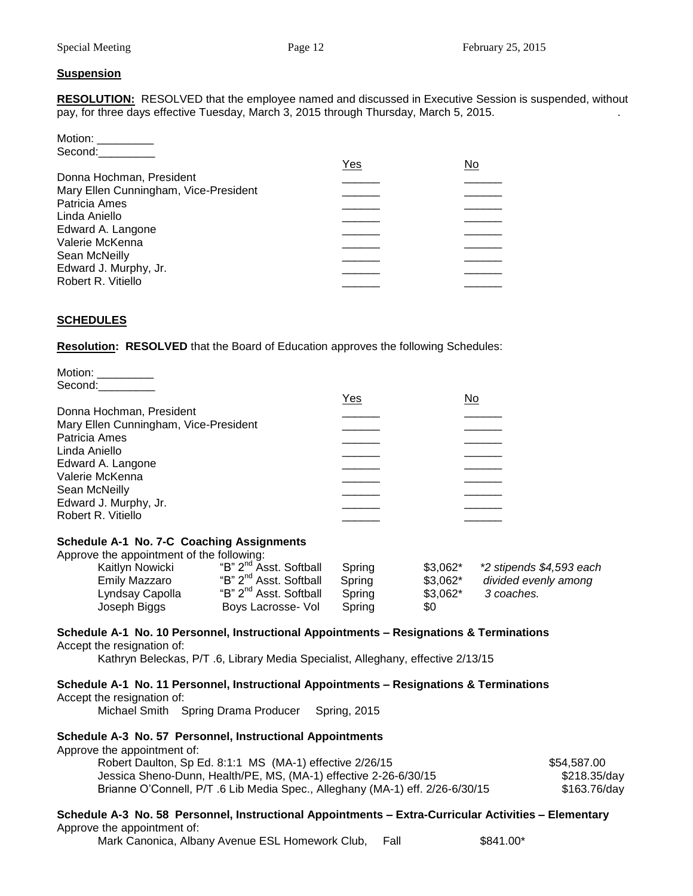**Suspension**

**RESOLUTION:** RESOLVED that the employee named and discussed in Executive Session is suspended, without pay, for three days effective Tuesday, March 3, 2015 through Thursday, March 5, 2015.

Motion: _________
Second:_________

| | Yes | No |
|---|---|---|
| Donna Hochman, President | ______ | ______ |
| Mary Ellen Cunningham, Vice-President | ______ | ______ |
| Patricia Ames | ______ | ______ |
| Linda Aniello | ______ | ______ |
| Edward A. Langone | ______ | ______ |
| Valerie McKenna | ______ | ______ |
| Sean McNeilly | ______ | ______ |
| Edward J. Murphy, Jr. | ______ | ______ |
| Robert R. Vitiello | ______ | ______ |

**SCHEDULES**

**Resolution: RESOLVED** that the Board of Education approves the following Schedules:

Motion: _________
Second:_________

| | Yes | No |
|---|---|---|
| Donna Hochman, President | ______ | ______ |
| Mary Ellen Cunningham, Vice-President | ______ | ______ |
| Patricia Ames | ______ | ______ |
| Linda Aniello | ______ | ______ |
| Edward A. Langone | ______ | ______ |
| Valerie McKenna | ______ | ______ |
| Sean McNeilly | ______ | ______ |
| Edward J. Murphy, Jr. | ______ | ______ |
| Robert R. Vitiello | ______ | ______ |

**Schedule A-1 No. 7-C Coaching Assignments**

Approve the appointment of the following:

| | | | | |
|---|---|---|---|---|
| Kaitlyn Nowicki | "B" 2nd Asst. Softball | Spring | $3,062* | *\*2 stipends $4,593 each* |
| Emily Mazzaro | "B" 2nd Asst. Softball | Spring | $3,062* | *divided evenly among* |
| Lyndsay Capolla | "B" 2nd Asst. Softball | Spring | $3,062* | *3 coaches.* |
| Joseph Biggs | Boys Lacrosse- Vol | Spring | $0 | |

**Schedule A-1 No. 10 Personnel, Instructional Appointments – Resignations & Terminations**

Accept the resignation of:

Kathryn Beleckas, P/T .6, Library Media Specialist, Alleghany, effective 2/13/15

**Schedule A-1 No. 11 Personnel, Instructional Appointments – Resignations & Terminations**

Accept the resignation of:

Michael Smith    Spring Drama Producer    Spring, 2015

**Schedule A-3 No. 57 Personnel, Instructional Appointments**

Approve the appointment of:

| | |
|---|---|
| Robert Daulton, Sp Ed. 8:1:1 MS (MA-1) effective 2/26/15 | $54,587.00 |
| Jessica Sheno-Dunn, Health/PE, MS, (MA-1) effective 2-26-6/30/15 | $218.35/day |
| Brianne O'Connell, P/T .6 Lib Media Spec., Alleghany (MA-1) eff. 2/26-6/30/15 | $163.76/day |

**Schedule A-3 No. 58 Personnel, Instructional Appointments – Extra-Curricular Activities – Elementary**

Approve the appointment of:

Mark Canonica, Albany Avenue ESL Homework Club,    Fall    $841.00*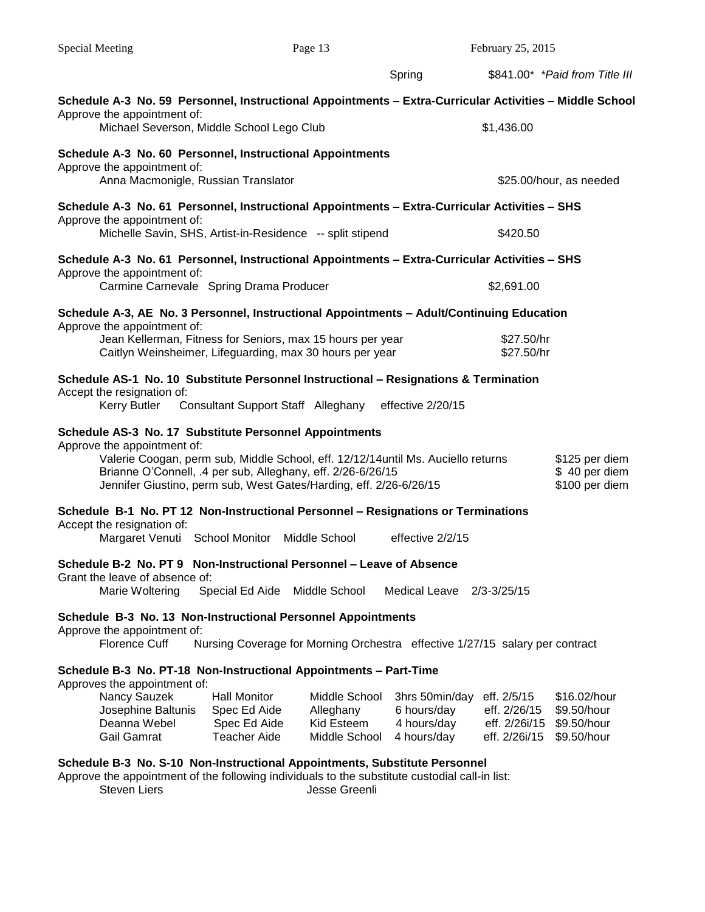Spring $841.00* *Paid from Title III*

**Schedule A-3 No. 59 Personnel, Instructional Appointments – Extra-Curricular Activities – Middle School**

Approve the appointment of:

Michael Severson, Middle School Lego Club $1,436.00

**Schedule A-3 No. 60 Personnel, Instructional Appointments**

Approve the appointment of:

Anna Macmonigle, Russian Translator $25.00/hour, as needed

**Schedule A-3 No. 61 Personnel, Instructional Appointments – Extra-Curricular Activities – SHS**

Approve the appointment of:

Michelle Savin, SHS, Artist-in-Residence -- split stipend $420.50

**Schedule A-3 No. 61 Personnel, Instructional Appointments – Extra-Curricular Activities – SHS**

Approve the appointment of:

Carmine Carnevale Spring Drama Producer $2,691.00

**Schedule A-3, AE No. 3 Personnel, Instructional Appointments – Adult/Continuing Education**

Approve the appointment of:

Jean Kellerman, Fitness for Seniors, max 15 hours per year $27.50/hr
Caitlyn Weinsheimer, Lifeguarding, max 30 hours per year $27.50/hr

**Schedule AS-1 No. 10 Substitute Personnel Instructional – Resignations & Termination**

Accept the resignation of:

Kerry Butler Consultant Support Staff Alleghany effective 2/20/15

**Schedule AS-3 No. 17 Substitute Personnel Appointments**

Approve the appointment of:

Valerie Coogan, perm sub, Middle School, eff. 12/12/14until Ms. Auciello returns $125 per diem
Brianne O'Connell, .4 per sub, Alleghany, eff. 2/26-6/26/15 $ 40 per diem
Jennifer Giustino, perm sub, West Gates/Harding, eff. 2/26-6/26/15 $100 per diem

**Schedule B-1 No. PT 12 Non-Instructional Personnel – Resignations or Terminations**

Accept the resignation of:

Margaret Venuti School Monitor Middle School effective 2/2/15

**Schedule B-2 No. PT 9 Non-Instructional Personnel – Leave of Absence**

Grant the leave of absence of:

Marie Woltering Special Ed Aide Middle School Medical Leave 2/3-3/25/15

**Schedule B-3 No. 13 Non-Instructional Personnel Appointments**

Approve the appointment of:

Florence Cuff Nursing Coverage for Morning Orchestra effective 1/27/15 salary per contract

**Schedule B-3 No. PT-18 Non-Instructional Appointments – Part-Time**

Approves the appointment of:

| | | | | | |
|---|---|---|---|---|---|
| Nancy Sauzek | Hall Monitor | Middle School | 3hrs 50min/day | eff. 2/5/15 | $16.02/hour |
| Josephine Baltunis | Spec Ed Aide | Alleghany | 6 hours/day | eff. 2/26/15 | $9.50/hour |
| Deanna Webel | Spec Ed Aide | Kid Esteem | 4 hours/day | eff. 2/26i/15 | $9.50/hour |
| Gail Gamrat | Teacher Aide | Middle School | 4 hours/day | eff. 2/26i/15 | $9.50/hour |

**Schedule B-3 No. S-10 Non-Instructional Appointments, Substitute Personnel**

Approve the appointment of the following individuals to the substitute custodial call-in list:

Steven Liers Jesse Greenli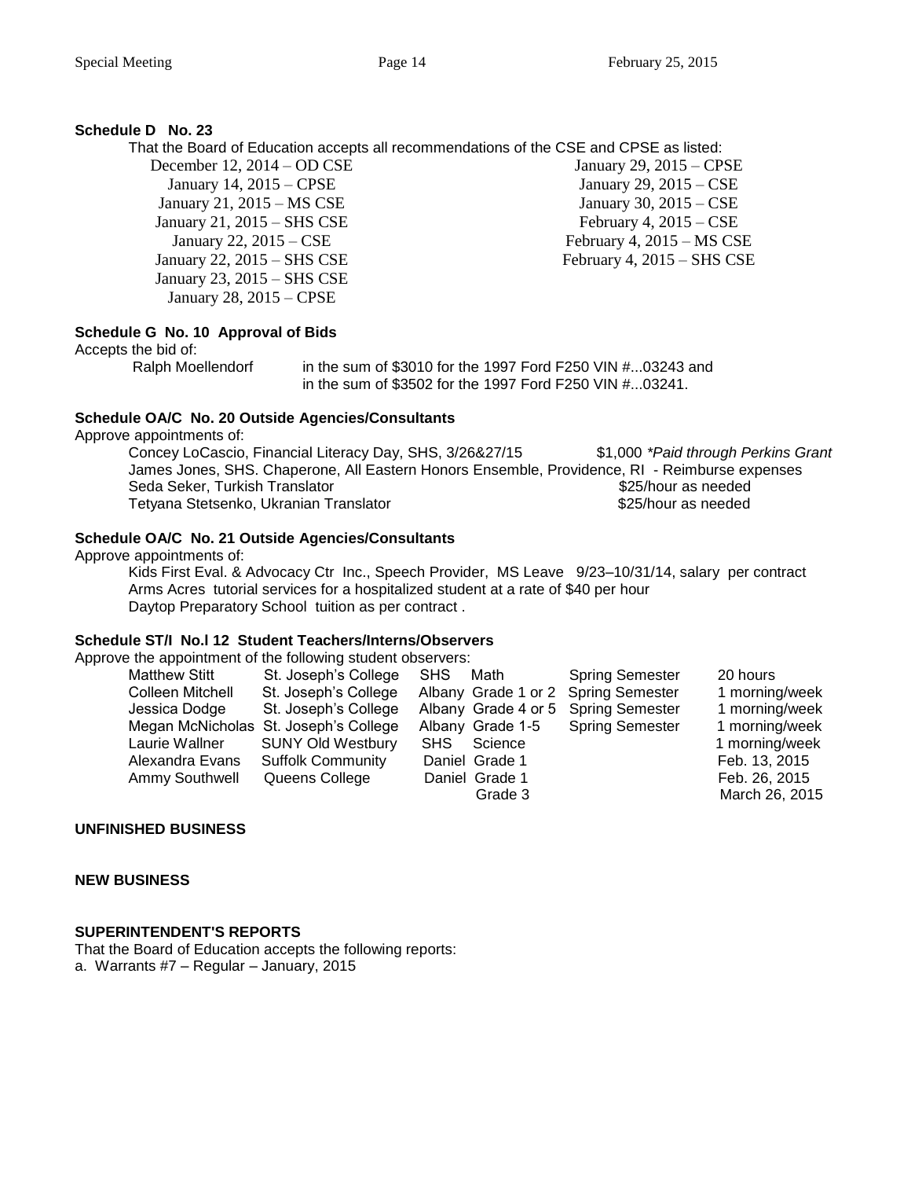**Schedule D No. 23**

That the Board of Education accepts all recommendations of the CSE and CPSE as listed:

| | |
|---|---|
| December 12, 2014 – OD CSE | January 29, 2015 – CPSE |
| January 14, 2015 – CPSE | January 29, 2015 – CSE |
| January 21, 2015 – MS CSE | January 30, 2015 – CSE |
| January 21, 2015 – SHS CSE | February 4, 2015 – CSE |
| January 22, 2015 – CSE | February 4, 2015 – MS CSE |
| January 22, 2015 – SHS CSE | February 4, 2015 – SHS CSE |
| January 23, 2015 – SHS CSE | |
| January 28, 2015 – CPSE | |

**Schedule G No. 10 Approval of Bids**

Accepts the bid of:

Ralph Moellendorf in the sum of $3010 for the 1997 Ford F250 VIN #...03243 and in the sum of $3502 for the 1997 Ford F250 VIN #...03241.

**Schedule OA/C No. 20 Outside Agencies/Consultants**

Approve appointments of:

Concey LoCascio, Financial Literacy Day, SHS, 3/26&27/15 $1,000 *\*Paid through Perkins Grant*
James Jones, SHS. Chaperone, All Eastern Honors Ensemble, Providence, RI - Reimburse expenses
Seda Seker, Turkish Translator $25/hour as needed
Tetyana Stetsenko, Ukranian Translator $25/hour as needed

**Schedule OA/C No. 21 Outside Agencies/Consultants**

Approve appointments of:

Kids First Eval. & Advocacy Ctr Inc., Speech Provider, MS Leave 9/23–10/31/14, salary per contract
Arms Acres tutorial services for a hospitalized student at a rate of $40 per hour
Daytop Preparatory School tuition as per contract .

**Schedule ST/I No.l 12 Student Teachers/Interns/Observers**

Approve the appointment of the following student observers:

| | | | | | |
|---|---|---|---|---|---|
| Matthew Stitt | St. Joseph's College | SHS | Math | Spring Semester | 20 hours |
| Colleen Mitchell | St. Joseph's College | Albany | Grade 1 or 2 | Spring Semester | 1 morning/week |
| Jessica Dodge | St. Joseph's College | Albany | Grade 4 or 5 | Spring Semester | 1 morning/week |
| Megan McNicholas | St. Joseph's College | Albany | Grade 1-5 | Spring Semester | 1 morning/week |
| Laurie Wallner | SUNY Old Westbury | SHS | Science | | 1 morning/week |
| Alexandra Evans | Suffolk Community | Daniel | Grade 1 | | Feb. 13, 2015 |
| Ammy Southwell | Queens College | Daniel | Grade 1 | | Feb. 26, 2015 |
| | | | Grade 3 | | March 26, 2015 |

**UNFINISHED BUSINESS**

**NEW BUSINESS**

**SUPERINTENDENT'S REPORTS**

That the Board of Education accepts the following reports:

a. Warrants #7 – Regular – January, 2015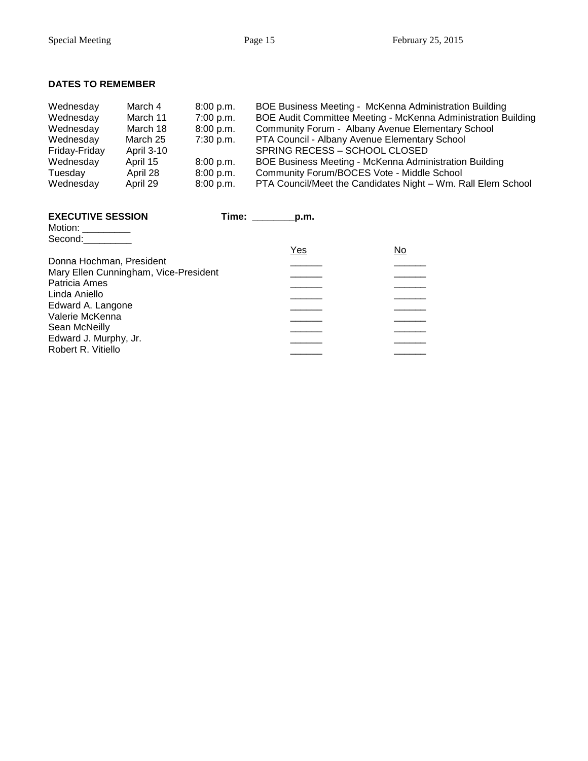**DATES TO REMEMBER**

| | | | |
|---|---|---|---|
| Wednesday | March 4 | 8:00 p.m. | BOE Business Meeting - McKenna Administration Building |
| Wednesday | March 11 | 7:00 p.m. | BOE Audit Committee Meeting - McKenna Administration Building |
| Wednesday | March 18 | 8:00 p.m. | Community Forum - Albany Avenue Elementary School |
| Wednesday | March 25 | 7:30 p.m. | PTA Council - Albany Avenue Elementary School |
| Friday-Friday | April 3-10 | | SPRING RECESS – SCHOOL CLOSED |
| Wednesday | April 15 | 8:00 p.m. | BOE Business Meeting - McKenna Administration Building |
| Tuesday | April 28 | 8:00 p.m. | Community Forum/BOCES Vote - Middle School |
| Wednesday | April 29 | 8:00 p.m. | PTA Council/Meet the Candidates Night – Wm. Rall Elem School |

**EXECUTIVE SESSION** **Time: \_\_\_\_\_\_\_\_p.m.**

Motion: \_\_\_\_\_\_\_\_\_
Second:\_\_\_\_\_\_\_\_\_

| | Yes | No |
|---|---|---|
| Donna Hochman, President | ______ | ______ |
| Mary Ellen Cunningham, Vice-President | ______ | ______ |
| Patricia Ames | ______ | ______ |
| Linda Aniello | ______ | ______ |
| Edward A. Langone | ______ | ______ |
| Valerie McKenna | ______ | ______ |
| Sean McNeilly | ______ | ______ |
| Edward J. Murphy, Jr. | ______ | ______ |
| Robert R. Vitiello | ______ | ______ |